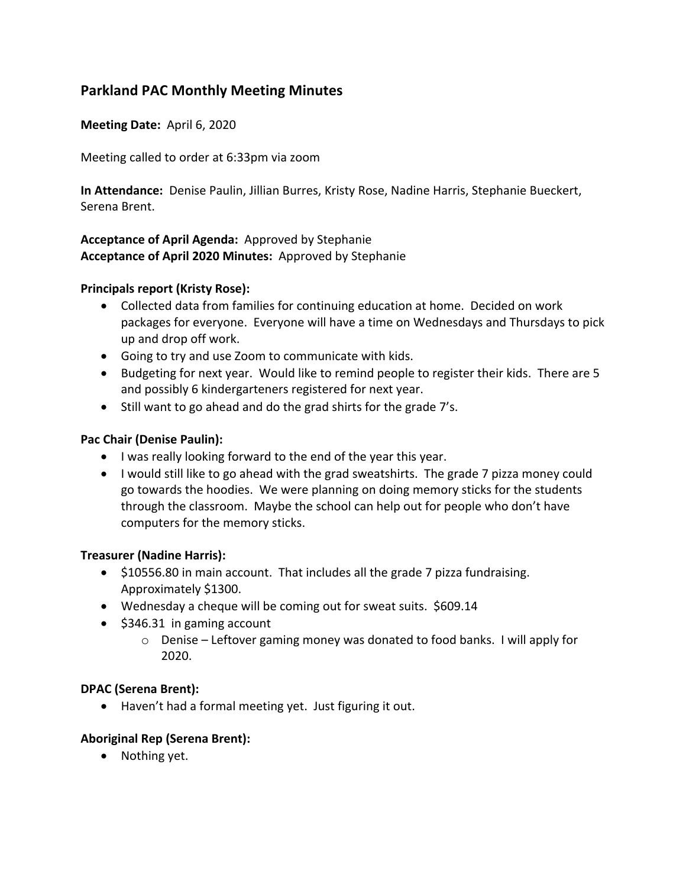## Parkland PAC Monthly Meeting Minutes

**Meeting Date:** April 6, 2020

Meeting called to order at 6:33pm via zoom

**In Attendance:** Denise Paulin, Jillian Burres, Kristy Rose, Nadine Harris, Stephanie Bueckert, Serena Brent.

**Acceptance of April Agenda:** Approved by Stephanie
**Acceptance of April 2020 Minutes:** Approved by Stephanie

**Principals report (Kristy Rose):**

- Collected data from families for continuing education at home. Decided on work packages for everyone. Everyone will have a time on Wednesdays and Thursdays to pick up and drop off work.
- Going to try and use Zoom to communicate with kids.
- Budgeting for next year. Would like to remind people to register their kids. There are 5 and possibly 6 kindergarteners registered for next year.
- Still want to go ahead and do the grad shirts for the grade 7's.

**Pac Chair (Denise Paulin):**

- I was really looking forward to the end of the year this year.
- I would still like to go ahead with the grad sweatshirts. The grade 7 pizza money could go towards the hoodies. We were planning on doing memory sticks for the students through the classroom. Maybe the school can help out for people who don't have computers for the memory sticks.

**Treasurer (Nadine Harris):**

- $10556.80 in main account. That includes all the grade 7 pizza fundraising. Approximately $1300.
- Wednesday a cheque will be coming out for sweat suits. $609.14
- $346.31 in gaming account
  - Denise – Leftover gaming money was donated to food banks. I will apply for 2020.

**DPAC (Serena Brent):**

- Haven't had a formal meeting yet. Just figuring it out.

**Aboriginal Rep (Serena Brent):**

- Nothing yet.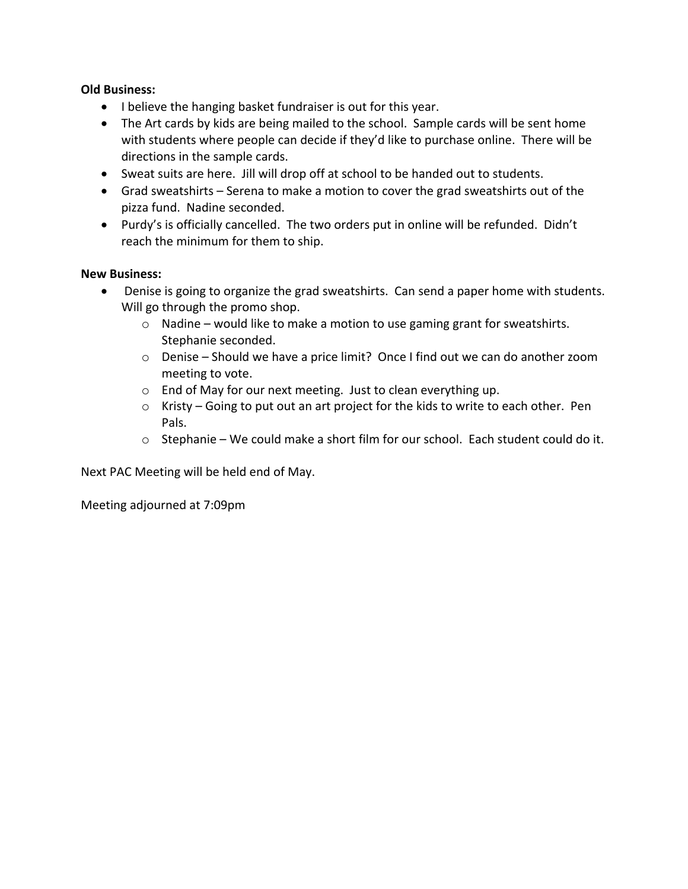**Old Business:**

- I believe the hanging basket fundraiser is out for this year.
- The Art cards by kids are being mailed to the school. Sample cards will be sent home with students where people can decide if they'd like to purchase online. There will be directions in the sample cards.
- Sweat suits are here. Jill will drop off at school to be handed out to students.
- Grad sweatshirts – Serena to make a motion to cover the grad sweatshirts out of the pizza fund. Nadine seconded.
- Purdy's is officially cancelled. The two orders put in online will be refunded. Didn't reach the minimum for them to ship.

**New Business:**

- Denise is going to organize the grad sweatshirts. Can send a paper home with students. Will go through the promo shop.
  - Nadine – would like to make a motion to use gaming grant for sweatshirts. Stephanie seconded.
  - Denise – Should we have a price limit? Once I find out we can do another zoom meeting to vote.
  - End of May for our next meeting. Just to clean everything up.
  - Kristy – Going to put out an art project for the kids to write to each other. Pen Pals.
  - Stephanie – We could make a short film for our school. Each student could do it.

Next PAC Meeting will be held end of May.

Meeting adjourned at 7:09pm